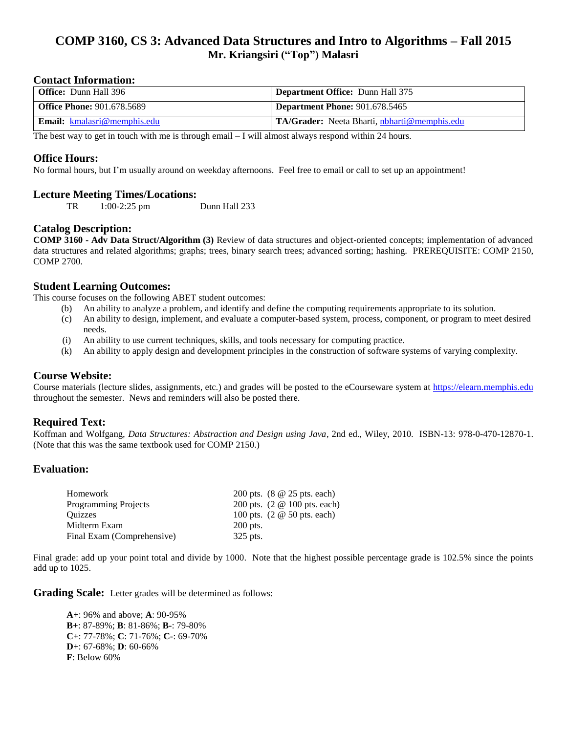# COMP 3160, CS 3: Advanced Data Structures and Intro to Algorithms – Fall 2015
## Mr. Kriangsiri ("Top") Malasri

### Contact Information:

| **Office:** Dunn Hall 396 | **Department Office:** Dunn Hall 375 |
|---|---|
| **Office Phone:** 901.678.5689 | **Department Phone:** 901.678.5465 |
| **Email:** kmalasri@memphis.edu | **TA/Grader:** Neeta Bharti, nbharti@memphis.edu |

The best way to get in touch with me is through email – I will almost always respond within 24 hours.

### Office Hours:
No formal hours, but I'm usually around on weekday afternoons. Feel free to email or call to set up an appointment!

### Lecture Meeting Times/Locations:
TR 1:00-2:25 pm Dunn Hall 233

### Catalog Description:
**COMP 3160 - Adv Data Struct/Algorithm (3)** Review of data structures and object-oriented concepts; implementation of advanced data structures and related algorithms; graphs; trees, binary search trees; advanced sorting; hashing. PREREQUISITE: COMP 2150, COMP 2700.

### Student Learning Outcomes:
This course focuses on the following ABET student outcomes:

- (b) An ability to analyze a problem, and identify and define the computing requirements appropriate to its solution.
- (c) An ability to design, implement, and evaluate a computer-based system, process, component, or program to meet desired needs.
- (i) An ability to use current techniques, skills, and tools necessary for computing practice.
- (k) An ability to apply design and development principles in the construction of software systems of varying complexity.

### Course Website:
Course materials (lecture slides, assignments, etc.) and grades will be posted to the eCourseware system at https://elearn.memphis.edu throughout the semester. News and reminders will also be posted there.

### Required Text:
Koffman and Wolfgang, *Data Structures: Abstraction and Design using Java*, 2nd ed., Wiley, 2010. ISBN-13: 978-0-470-12870-1. (Note that this was the same textbook used for COMP 2150.)

### Evaluation:

| | |
|---|---|
| Homework | 200 pts. (8 @ 25 pts. each) |
| Programming Projects | 200 pts. (2 @ 100 pts. each) |
| Quizzes | 100 pts. (2 @ 50 pts. each) |
| Midterm Exam | 200 pts. |
| Final Exam (Comprehensive) | 325 pts. |

Final grade: add up your point total and divide by 1000. Note that the highest possible percentage grade is 102.5% since the points add up to 1025.

**Grading Scale:** Letter grades will be determined as follows:

**A+**: 96% and above; **A**: 90-95%
**B+**: 87-89%; **B**: 81-86%; **B-**: 79-80%
**C+**: 77-78%; **C**: 71-76%; **C-**: 69-70%
**D+**: 67-68%; **D**: 60-66%
**F**: Below 60%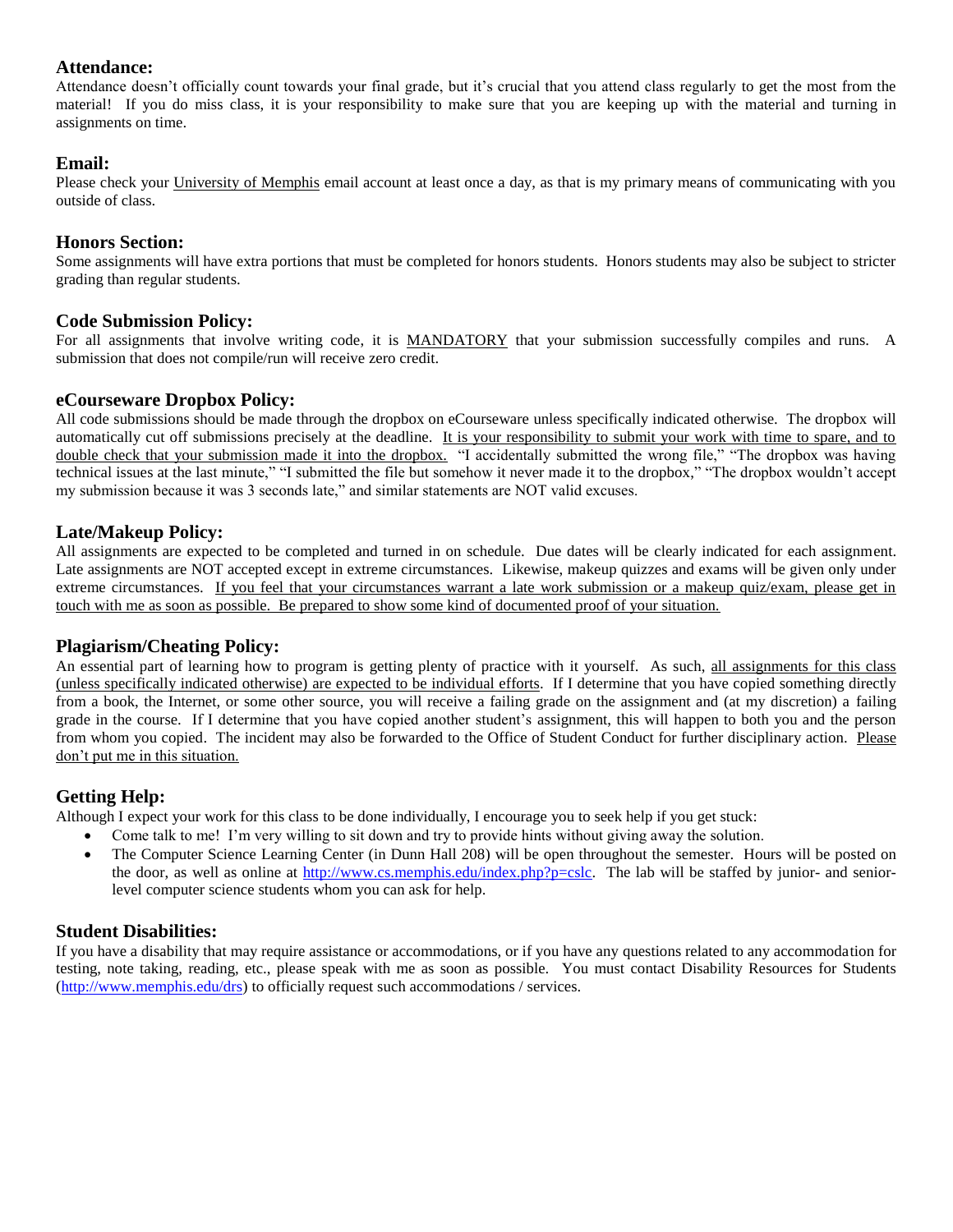## Attendance:

Attendance doesn't officially count towards your final grade, but it's crucial that you attend class regularly to get the most from the material! If you do miss class, it is your responsibility to make sure that you are keeping up with the material and turning in assignments on time.

## Email:

Please check your University of Memphis email account at least once a day, as that is my primary means of communicating with you outside of class.

## Honors Section:

Some assignments will have extra portions that must be completed for honors students. Honors students may also be subject to stricter grading than regular students.

## Code Submission Policy:

For all assignments that involve writing code, it is MANDATORY that your submission successfully compiles and runs. A submission that does not compile/run will receive zero credit.

## eCourseware Dropbox Policy:

All code submissions should be made through the dropbox on eCourseware unless specifically indicated otherwise. The dropbox will automatically cut off submissions precisely at the deadline. It is your responsibility to submit your work with time to spare, and to double check that your submission made it into the dropbox. "I accidentally submitted the wrong file," "The dropbox was having technical issues at the last minute," "I submitted the file but somehow it never made it to the dropbox," "The dropbox wouldn't accept my submission because it was 3 seconds late," and similar statements are NOT valid excuses.

## Late/Makeup Policy:

All assignments are expected to be completed and turned in on schedule. Due dates will be clearly indicated for each assignment. Late assignments are NOT accepted except in extreme circumstances. Likewise, makeup quizzes and exams will be given only under extreme circumstances. If you feel that your circumstances warrant a late work submission or a makeup quiz/exam, please get in touch with me as soon as possible. Be prepared to show some kind of documented proof of your situation.

## Plagiarism/Cheating Policy:

An essential part of learning how to program is getting plenty of practice with it yourself. As such, all assignments for this class (unless specifically indicated otherwise) are expected to be individual efforts. If I determine that you have copied something directly from a book, the Internet, or some other source, you will receive a failing grade on the assignment and (at my discretion) a failing grade in the course. If I determine that you have copied another student's assignment, this will happen to both you and the person from whom you copied. The incident may also be forwarded to the Office of Student Conduct for further disciplinary action. Please don't put me in this situation.

## Getting Help:

Although I expect your work for this class to be done individually, I encourage you to seek help if you get stuck:

- Come talk to me! I'm very willing to sit down and try to provide hints without giving away the solution.
- The Computer Science Learning Center (in Dunn Hall 208) will be open throughout the semester. Hours will be posted on the door, as well as online at http://www.cs.memphis.edu/index.php?p=cslc. The lab will be staffed by junior- and senior-level computer science students whom you can ask for help.

## Student Disabilities:

If you have a disability that may require assistance or accommodations, or if you have any questions related to any accommodation for testing, note taking, reading, etc., please speak with me as soon as possible. You must contact Disability Resources for Students (http://www.memphis.edu/drs) to officially request such accommodations / services.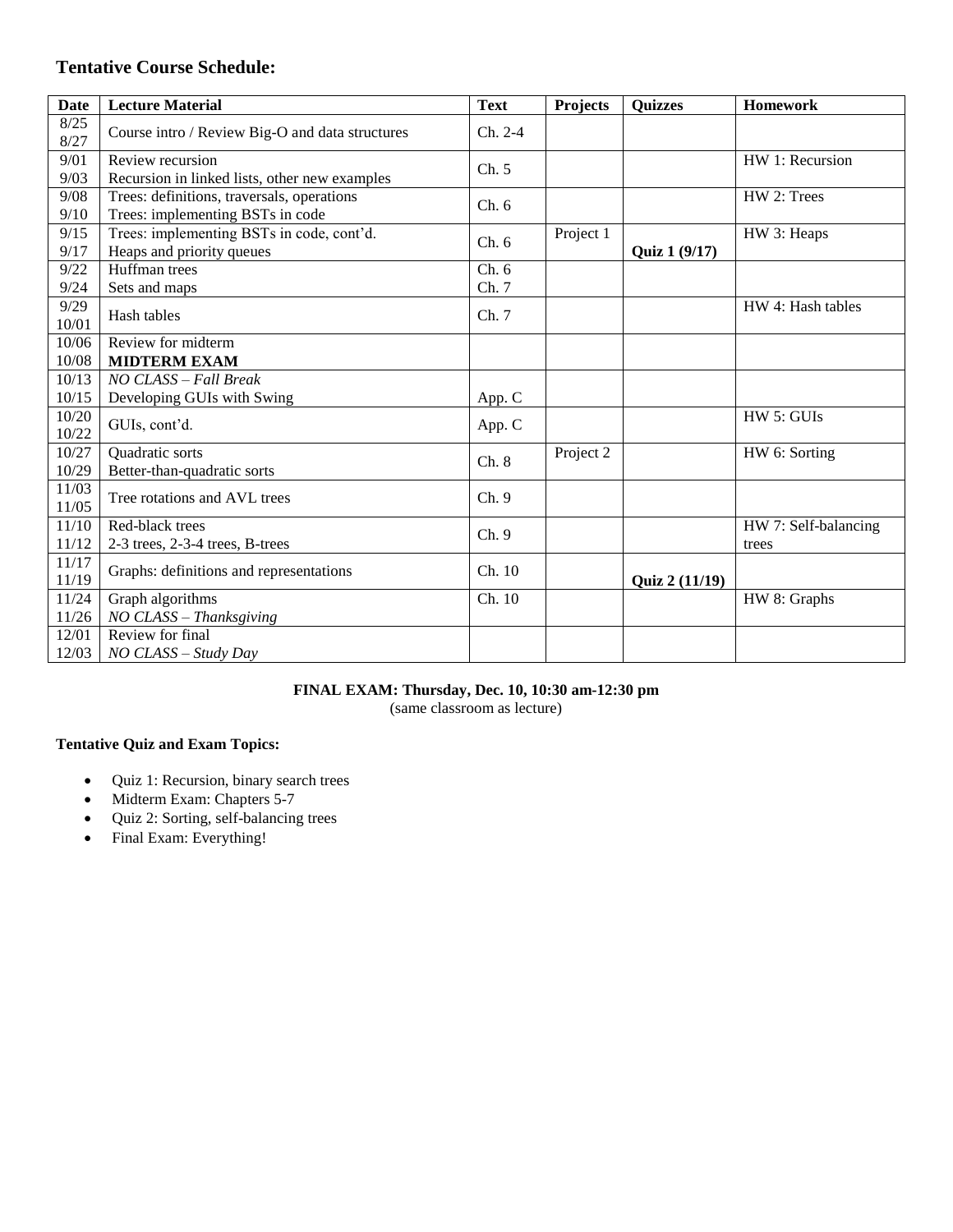### Tentative Course Schedule:

| Date | Lecture Material | Text | Projects | Quizzes | Homework |
|---|---|---|---|---|---|
| 8/25<br>8/27 | Course intro / Review Big-O and data structures | Ch. 2-4 | | | |
| 9/01<br>9/03 | Review recursion<br>Recursion in linked lists, other new examples | Ch. 5 | | | HW 1: Recursion |
| 9/08<br>9/10 | Trees: definitions, traversals, operations<br>Trees: implementing BSTs in code | Ch. 6 | | | HW 2: Trees |
| 9/15<br>9/17 | Trees: implementing BSTs in code, cont'd.<br>Heaps and priority queues | Ch. 6 | Project 1 | **Quiz 1 (9/17)** | HW 3: Heaps |
| 9/22<br>9/24 | Huffman trees<br>Sets and maps | Ch. 6<br>Ch. 7 | | | |
| 9/29<br>10/01 | Hash tables | Ch. 7 | | | HW 4: Hash tables |
| 10/06<br>10/08 | Review for midterm<br>**MIDTERM EXAM** | | | | |
| 10/13<br>10/15 | *NO CLASS – Fall Break*<br>Developing GUIs with Swing | App. C | | | |
| 10/20<br>10/22 | GUIs, cont'd. | App. C | | | HW 5: GUIs |
| 10/27<br>10/29 | Quadratic sorts<br>Better-than-quadratic sorts | Ch. 8 | Project 2 | | HW 6: Sorting |
| 11/03<br>11/05 | Tree rotations and AVL trees | Ch. 9 | | | |
| 11/10<br>11/12 | Red-black trees<br>2-3 trees, 2-3-4 trees, B-trees | Ch. 9 | | | HW 7: Self-balancing trees |
| 11/17<br>11/19 | Graphs: definitions and representations | Ch. 10 | | **Quiz 2 (11/19)** | |
| 11/24<br>11/26 | Graph algorithms<br>*NO CLASS – Thanksgiving* | Ch. 10 | | | HW 8: Graphs |
| 12/01<br>12/03 | Review for final<br>*NO CLASS – Study Day* | | | | |

**FINAL EXAM: Thursday, Dec. 10, 10:30 am-12:30 pm**
(same classroom as lecture)

**Tentative Quiz and Exam Topics:**

- Quiz 1: Recursion, binary search trees
- Midterm Exam: Chapters 5-7
- Quiz 2: Sorting, self-balancing trees
- Final Exam: Everything!